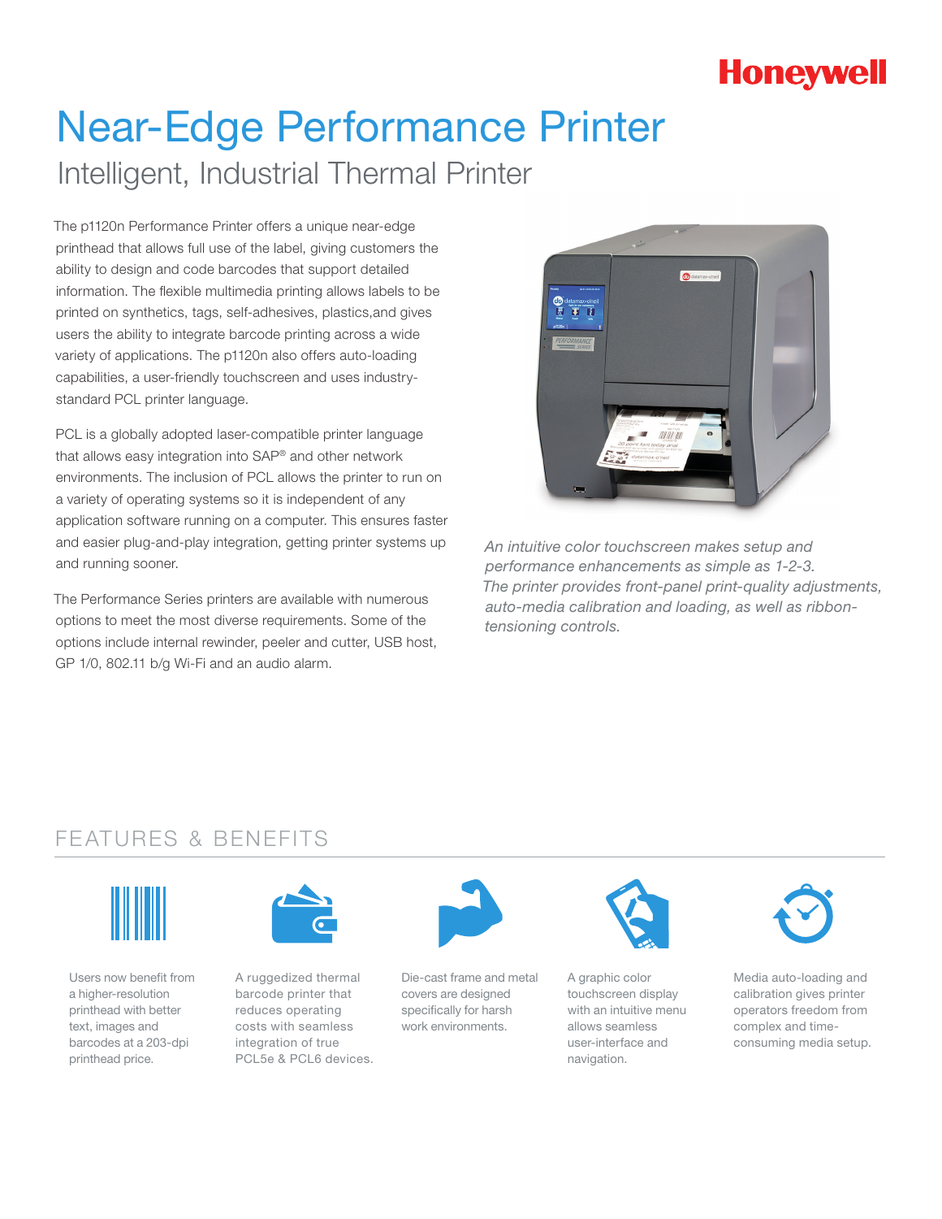Honeywell

# Near-Edge Performance Printer

## Intelligent, Industrial Thermal Printer

The p1120n Performance Printer offers a unique near-edge printhead that allows full use of the label, giving customers the ability to design and code barcodes that support detailed information. The flexible multimedia printing allows labels to be printed on synthetics, tags, self-adhesives, plastics,and gives users the ability to integrate barcode printing across a wide variety of applications. The p1120n also offers auto-loading capabilities, a user-friendly touchscreen and uses industry-standard PCL printer language.

PCL is a globally adopted laser-compatible printer language that allows easy integration into SAP® and other network environments. The inclusion of PCL allows the printer to run on a variety of operating systems so it is independent of any application software running on a computer. This ensures faster and easier plug-and-play integration, getting printer systems up and running sooner.

The Performance Series printers are available with numerous options to meet the most diverse requirements. Some of the options include internal rewinder, peeler and cutter, USB host, GP 1/0, 802.11 b/g Wi-Fi and an audio alarm.

*An intuitive color touchscreen makes setup and performance enhancements as simple as 1-2-3. The printer provides front-panel print-quality adjustments, auto-media calibration and loading, as well as ribbon-tensioning controls.*

## FEATURES & BENEFITS

- Users now benefit from a higher-resolution printhead with better text, images and barcodes at a 203-dpi printhead price.
- A ruggedized thermal barcode printer that reduces operating costs with seamless integration of true PCL5e & PCL6 devices.
- Die-cast frame and metal covers are designed specifically for harsh work environments.
- A graphic color touchscreen display with an intuitive menu allows seamless user-interface and navigation.
- Media auto-loading and calibration gives printer operators freedom from complex and time-consuming media setup.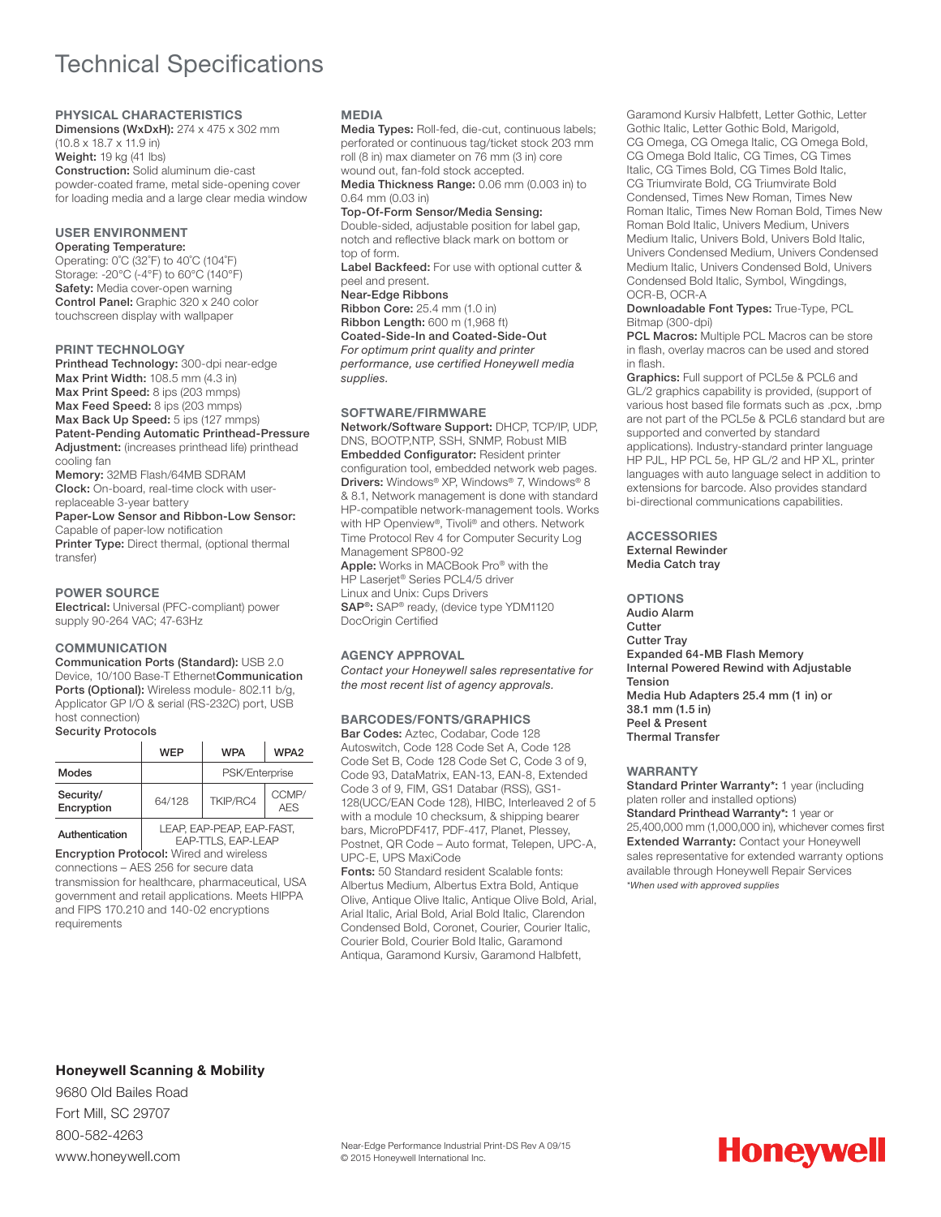# Technical Specifications

## PHYSICAL CHARACTERISTICS

**Dimensions (WxDxH):** 274 x 475 x 302 mm (10.8 x 18.7 x 11.9 in)
**Weight:** 19 kg (41 lbs)
**Construction:** Solid aluminum die-cast powder-coated frame, metal side-opening cover for loading media and a large clear media window

## USER ENVIRONMENT

**Operating Temperature:**
Operating: 0˚C (32˚F) to 40˚C (104˚F)
Storage: -20°C (-4°F) to 60°C (140°F)
**Safety:** Media cover-open warning
**Control Panel:** Graphic 320 x 240 color touchscreen display with wallpaper

## PRINT TECHNOLOGY

**Printhead Technology:** 300-dpi near-edge
**Max Print Width:** 108.5 mm (4.3 in)
**Max Print Speed:** 8 ips (203 mmps)
**Max Feed Speed:** 8 ips (203 mmps)
**Max Back Up Speed:** 5 ips (127 mmps)
**Patent-Pending Automatic Printhead-Pressure Adjustment:** (increases printhead life) printhead cooling fan
**Memory:** 32MB Flash/64MB SDRAM
**Clock:** On-board, real-time clock with user-replaceable 3-year battery
**Paper-Low Sensor and Ribbon-Low Sensor:** Capable of paper-low notification
**Printer Type:** Direct thermal, (optional thermal transfer)

## POWER SOURCE

**Electrical:** Universal (PFC-compliant) power supply 90-264 VAC; 47-63Hz

## COMMUNICATION

**Communication Ports (Standard):** USB 2.0 Device, 10/100 Base-T Ethernet**Communication Ports (Optional):** Wireless module- 802.11 b/g, Applicator GP I/O & serial (RS-232C) port, USB host connection)
**Security Protocols**

| | WEP | WPA | WPA2 |
|---|---|---|---|
| Modes | | PSK/Enterprise | |
| Security/ Encryption | 64/128 | TKIP/RC4 | CCMP/ AES |
| Authentication | LEAP, EAP-PEAP, EAP-FAST, EAP-TTLS, EAP-LEAP | | |

**Encryption Protocol:** Wired and wireless connections – AES 256 for secure data transmission for healthcare, pharmaceutical, USA government and retail applications. Meets HIPPA and FIPS 170.210 and 140-02 encryptions requirements

## MEDIA

**Media Types:** Roll-fed, die-cut, continuous labels; perforated or continuous tag/ticket stock 203 mm roll (8 in) max diameter on 76 mm (3 in) core wound out, fan-fold stock accepted.
**Media Thickness Range:** 0.06 mm (0.003 in) to 0.64 mm (0.03 in)
**Top-Of-Form Sensor/Media Sensing:** Double-sided, adjustable position for label gap, notch and reflective black mark on bottom or top of form.
**Label Backfeed:** For use with optional cutter & peel and present.
**Near-Edge Ribbons**
**Ribbon Core:** 25.4 mm (1.0 in)
**Ribbon Length:** 600 m (1,968 ft)
**Coated-Side-In and Coated-Side-Out**
*For optimum print quality and printer performance, use certified Honeywell media supplies.*

## SOFTWARE/FIRMWARE

**Network/Software Support:** DHCP, TCP/IP, UDP, DNS, BOOTP,NTP, SSH, SNMP, Robust MIB
**Embedded Configurator:** Resident printer configuration tool, embedded network web pages.
**Drivers:** Windows® XP, Windows® 7, Windows® 8 & 8.1, Network management is done with standard HP-compatible network-management tools. Works with HP Openview®, Tivoli® and others. Network Time Protocol Rev 4 for Computer Security Log Management SP800-92
**Apple:** Works in MACBook Pro® with the HP Laserjet® Series PCL4/5 driver
Linux and Unix: Cups Drivers
**SAP®:** SAP® ready, (device type YDM1120
DocOrigin Certified

## AGENCY APPROVAL

*Contact your Honeywell sales representative for the most recent list of agency approvals.*

## BARCODES/FONTS/GRAPHICS

**Bar Codes:** Aztec, Codabar, Code 128 Autoswitch, Code 128 Code Set A, Code 128 Code Set B, Code 128 Code Set C, Code 3 of 9, Code 93, DataMatrix, EAN-13, EAN-8, Extended Code 3 of 9, FIM, GS1 Databar (RSS), GS1-128(UCC/EAN Code 128), HIBC, Interleaved 2 of 5 with a module 10 checksum, & shipping bearer bars, MicroPDF417, PDF-417, Planet, Plessey, Postnet, QR Code – Auto format, Telepen, UPC-A, UPC-E, UPS MaxiCode
**Fonts:** 50 Standard resident Scalable fonts: Albertus Medium, Albertus Extra Bold, Antique Olive, Antique Olive Italic, Antique Olive Bold, Arial, Arial Italic, Arial Bold, Arial Bold Italic, Clarendon Condensed Bold, Coronet, Courier, Courier Italic, Courier Bold, Courier Bold Italic, Garamond Antiqua, Garamond Kursiv, Garamond Halbfett, Garamond Kursiv Halbfett, Letter Gothic, Letter Gothic Italic, Letter Gothic Bold, Marigold, CG Omega, CG Omega Italic, CG Omega Bold, CG Omega Bold Italic, CG Times, CG Times Italic, CG Times Bold, CG Times Bold Italic, CG Triumvirate Bold, CG Triumvirate Bold Condensed, Times New Roman, Times New Roman Italic, Times New Roman Bold, Times New Roman Bold Italic, Univers Medium, Univers Medium Italic, Univers Bold, Univers Bold Italic, Univers Condensed Medium, Univers Condensed Medium Italic, Univers Condensed Bold, Univers Condensed Bold Italic, Symbol, Wingdings, OCR-B, OCR-A
**Downloadable Font Types:** True-Type, PCL Bitmap (300-dpi)
**PCL Macros:** Multiple PCL Macros can be store in flash, overlay macros can be used and stored in flash.
**Graphics:** Full support of PCL5e & PCL6 and GL/2 graphics capability is provided, (support of various host based file formats such as .pcx, .bmp are not part of the PCL5e & PCL6 standard but are supported and converted by standard applications). Industry-standard printer language HP PJL, HP PCL 5e, HP GL/2 and HP XL, printer languages with auto language select in addition to extensions for barcode. Also provides standard bi-directional communications capabilities.

## ACCESSORIES

**External Rewinder**
**Media Catch tray**

## OPTIONS

**Audio Alarm**
**Cutter**
**Cutter Tray**
**Expanded 64-MB Flash Memory**
**Internal Powered Rewind with Adjustable Tension**
**Media Hub Adapters 25.4 mm (1 in) or 38.1 mm (1.5 in)**
**Peel & Present**
**Thermal Transfer**

## WARRANTY

**Standard Printer Warranty\*:** 1 year (including platen roller and installed options)
**Standard Printhead Warranty\*:** 1 year or 25,400,000 mm (1,000,000 in), whichever comes first
**Extended Warranty:** Contact your Honeywell sales representative for extended warranty options available through Honeywell Repair Services
*\*When used with approved supplies*

**Honeywell Scanning & Mobility**
9680 Old Bailes Road
Fort Mill, SC 29707
800-582-4263
www.honeywell.com

Near-Edge Performance Industrial Print-DS Rev A 09/15
© 2015 Honeywell International Inc.

Honeywell